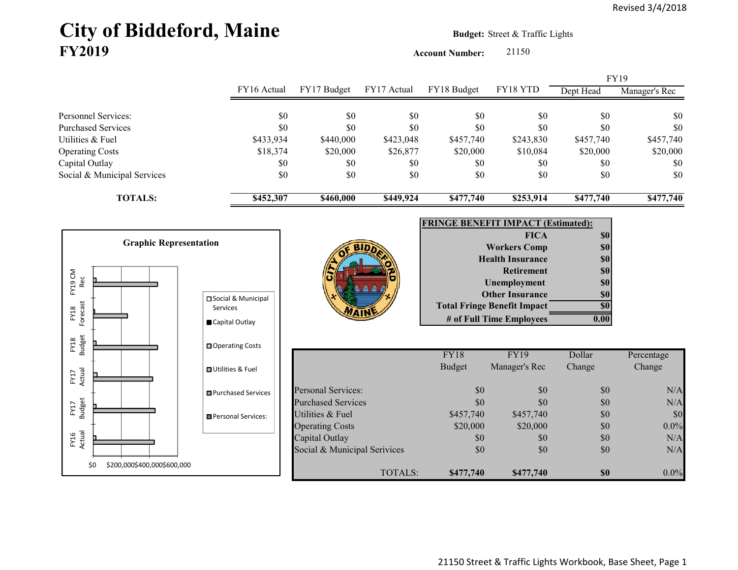Revised 3/4/2018

# City of Biddeford, Maine
## FY2019

**Budget:** Street & Traffic Lights

**Account Number:** 21150

| | FY16 Actual | FY17 Budget | FY17 Actual | FY18 Budget | FY18 YTD | FY19 Dept Head | FY19 Manager's Rec |
|---|---|---|---|---|---|---|---|
| Personnel Services: | $0 | $0 | $0 | $0 | $0 | $0 | $0 |
| Purchased Services | $0 | $0 | $0 | $0 | $0 | $0 | $0 |
| Utilities & Fuel | $433,934 | $440,000 | $423,048 | $457,740 | $243,830 | $457,740 | $457,740 |
| Operating Costs | $18,374 | $20,000 | $26,877 | $20,000 | $10,084 | $20,000 | $20,000 |
| Capital Outlay | $0 | $0 | $0 | $0 | $0 | $0 | $0 |
| Social & Municipal Services | $0 | $0 | $0 | $0 | $0 | $0 | $0 |
| **TOTALS:** | **$452,307** | **$460,000** | **$449,924** | **$477,740** | **$253,914** | **$477,740** | **$477,740** |

**Graphic Representation**

**FRINGE BENEFIT IMPACT (Estimated):**

| | |
|---|---|
| **FICA** | **$0** |
| **Workers Comp** | **$0** |
| **Health Insurance** | **$0** |
| **Retirement** | **$0** |
| **Unemployment** | **$0** |
| **Other Insurance** | **$0** |
| **Total Fringe Benefit Impact** | **$0** |
| **# of Full Time Employees** | **0.00** |

| | FY18 Budget | FY19 Manager's Rec | Dollar Change | Percentage Change |
|---|---|---|---|---|
| Personal Services: | $0 | $0 | $0 | N/A |
| Purchased Services | $0 | $0 | $0 | N/A |
| Utilities & Fuel | $457,740 | $457,740 | $0 | $0 |
| Operating Costs | $20,000 | $20,000 | $0 | 0.0% |
| Capital Outlay | $0 | $0 | $0 | N/A |
| Social & Municipal Serivices | $0 | $0 | $0 | N/A |
| TOTALS: | **$477,740** | **$477,740** | **$0** | 0.0% |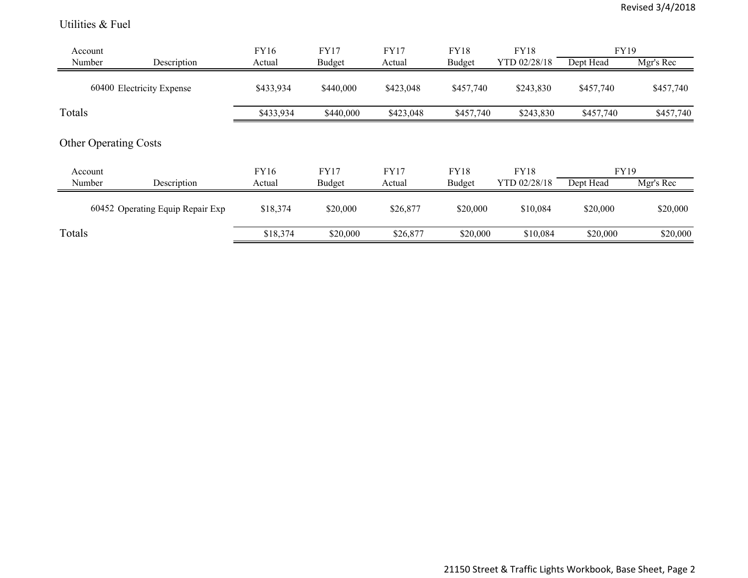## Utilities & Fuel

| Account Number | Description | FY16 Actual | FY17 Budget | FY17 Actual | FY18 Budget | FY18 YTD 02/28/18 | FY19 Dept Head | FY19 Mgr's Rec |
|---|---|---|---|---|---|---|---|---|
| 60400 | Electricity Expense | $433,934 | $440,000 | $423,048 | $457,740 | $243,830 | $457,740 | $457,740 |
| Totals | | $433,934 | $440,000 | $423,048 | $457,740 | $243,830 | $457,740 | $457,740 |

## Other Operating Costs

| Account Number | Description | FY16 Actual | FY17 Budget | FY17 Actual | FY18 Budget | FY18 YTD 02/28/18 | FY19 Dept Head | FY19 Mgr's Rec |
|---|---|---|---|---|---|---|---|---|
| 60452 | Operating Equip Repair Exp | $18,374 | $20,000 | $26,877 | $20,000 | $10,084 | $20,000 | $20,000 |
| Totals | | $18,374 | $20,000 | $26,877 | $20,000 | $10,084 | $20,000 | $20,000 |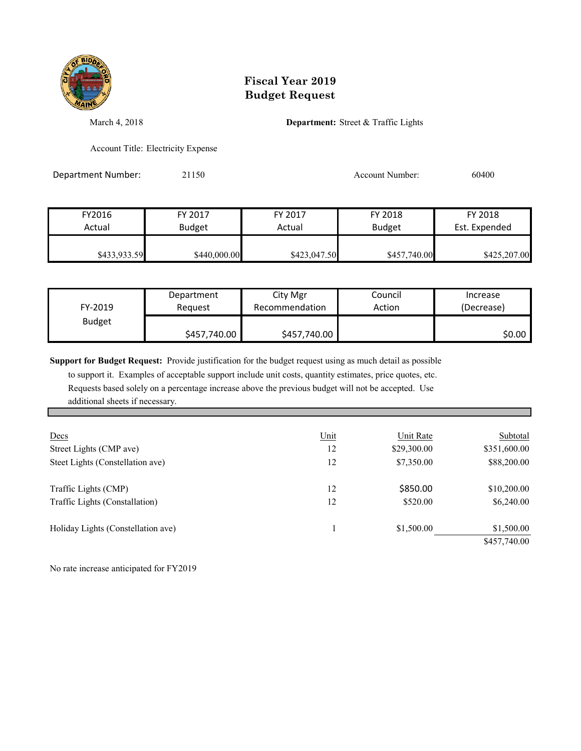# Fiscal Year 2019
# Budget Request

March 4, 2018

**Department:** Street & Traffic Lights

Account Title: Electricity Expense

Department Number: 21150

Account Number: 60400

| FY2016 Actual | FY 2017 Budget | FY 2017 Actual | FY 2018 Budget | FY 2018 Est. Expended |
|---|---|---|---|---|
| $433,933.59 | $440,000.00 | $423,047.50 | $457,740.00 | $425,207.00 |

| FY-2019 Budget | Department Request | City Mgr Recommendation | Council Action | Increase (Decrease) |
|---|---|---|---|---|
| | $457,740.00 | $457,740.00 | | $0.00 |

**Support for Budget Request:** Provide justification for the budget request using as much detail as possible to support it. Examples of acceptable support include unit costs, quantity estimates, price quotes, etc. Requests based solely on a percentage increase above the previous budget will not be accepted. Use additional sheets if necessary.

| Decs | Unit | Unit Rate | Subtotal |
|---|---|---|---|
| Street Lights (CMP ave) | 12 | $29,300.00 | $351,600.00 |
| Steet Lights (Constellation ave) | 12 | $7,350.00 | $88,200.00 |
| Traffic Lights (CMP) | 12 | $850.00 | $10,200.00 |
| Traffic Lights (Constallation) | 12 | $520.00 | $6,240.00 |
| Holiday Lights (Constellation ave) | 1 | $1,500.00 | $1,500.00 |
| | | | $457,740.00 |

No rate increase anticipated for FY2019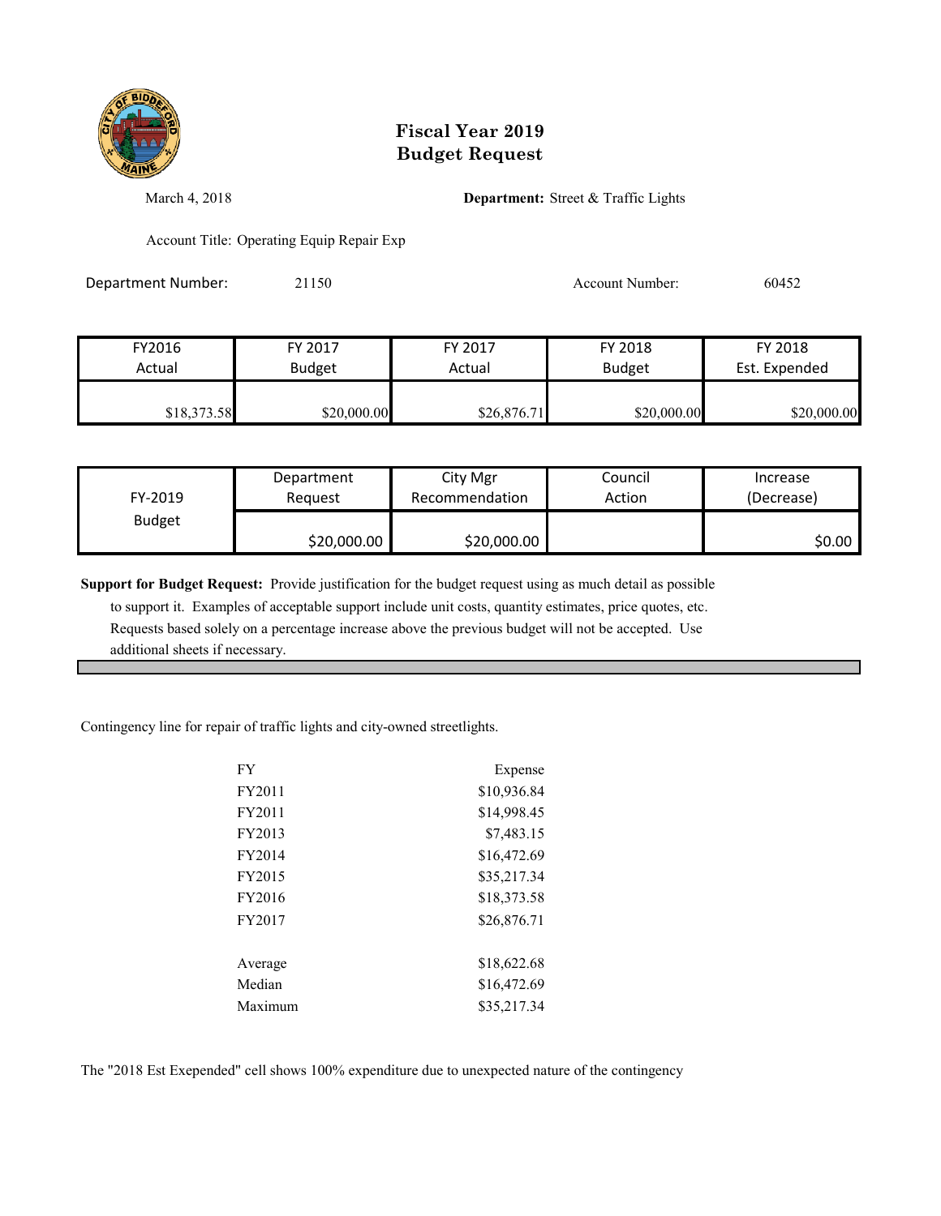# Fiscal Year 2019
# Budget Request

March 4, 2018

**Department:** Street & Traffic Lights

Account Title: Operating Equip Repair Exp

Department Number: 21150

Account Number: 60452

| FY2016 Actual | FY 2017 Budget | FY 2017 Actual | FY 2018 Budget | FY 2018 Est. Expended |
|---|---|---|---|---|
| $18,373.58 | $20,000.00 | $26,876.71 | $20,000.00 | $20,000.00 |

| FY-2019 Budget | Department Request | City Mgr Recommendation | Council Action | Increase (Decrease) |
|---|---|---|---|---|
| | $20,000.00 | $20,000.00 | | $0.00 |

**Support for Budget Request:** Provide justification for the budget request using as much detail as possible to support it. Examples of acceptable support include unit costs, quantity estimates, price quotes, etc. Requests based solely on a percentage increase above the previous budget will not be accepted. Use additional sheets if necessary.

Contingency line for repair of traffic lights and city-owned streetlights.

| FY | Expense |
|---|---|
| FY2011 | $10,936.84 |
| FY2011 | $14,998.45 |
| FY2013 | $7,483.15 |
| FY2014 | $16,472.69 |
| FY2015 | $35,217.34 |
| FY2016 | $18,373.58 |
| FY2017 | $26,876.71 |
| | |
| Average | $18,622.68 |
| Median | $16,472.69 |
| Maximum | $35,217.34 |

The "2018 Est Expended" cell shows 100% expenditure due to unexpected nature of the contingency